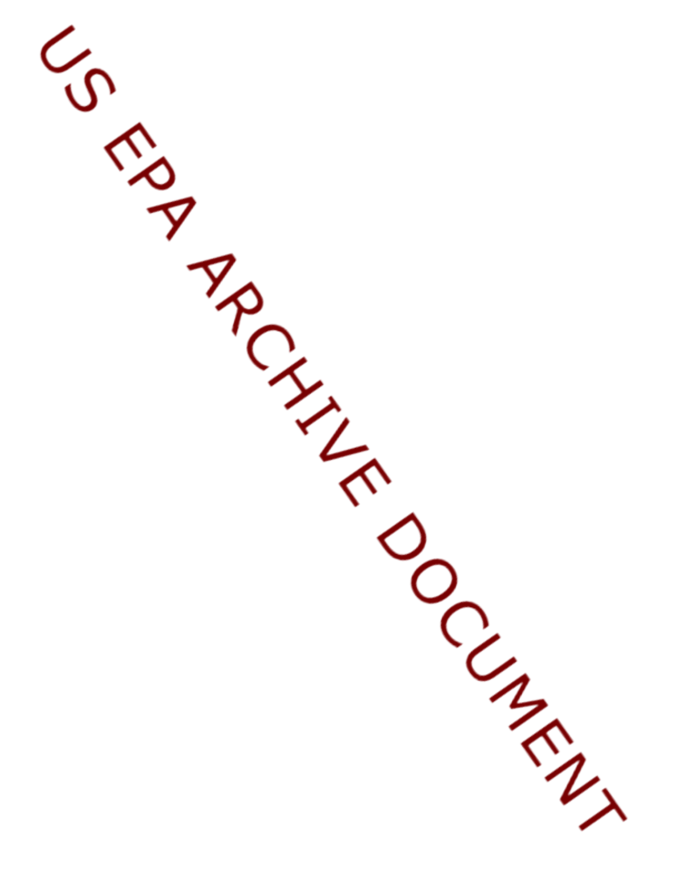US EPA ARCHIVE DOCUMENT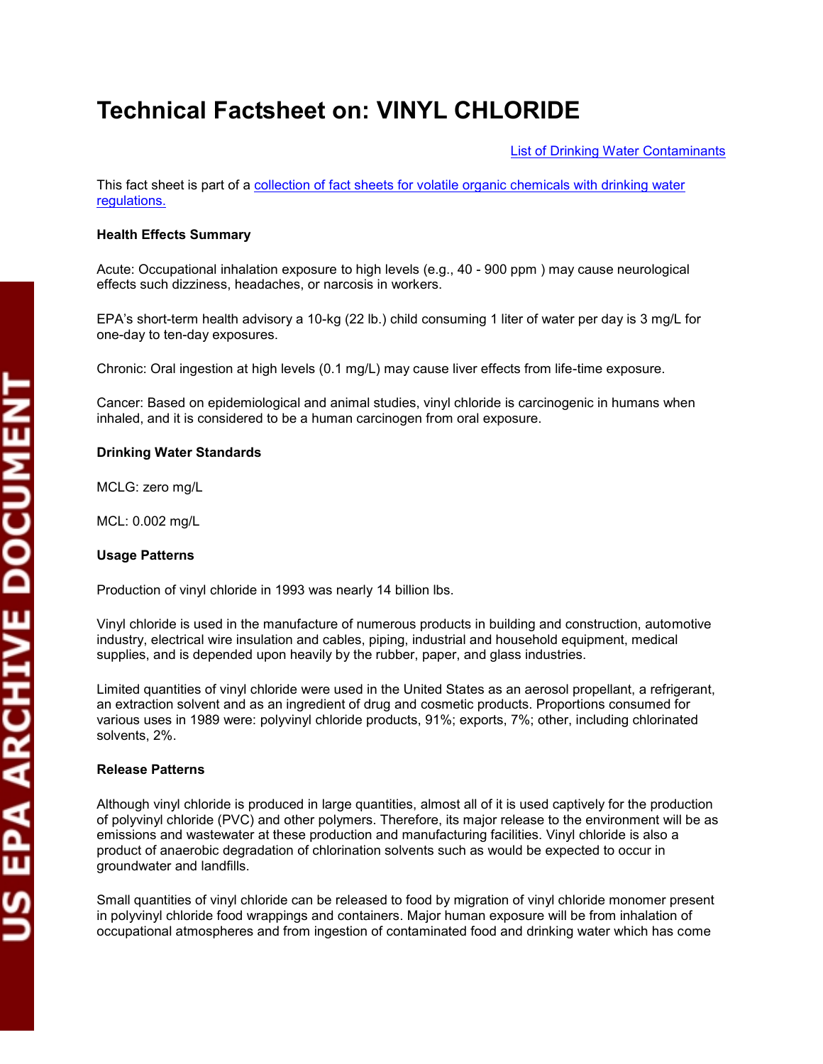# Technical Factsheet on: VINYL CHLORIDE

[List of Drinking Water Contaminants]

This fact sheet is part of a [collection of fact sheets for volatile organic chemicals with drinking water regulations.]

**Health Effects Summary**

Acute: Occupational inhalation exposure to high levels (e.g., 40 - 900 ppm ) may cause neurological effects such dizziness, headaches, or narcosis in workers.

EPA's short-term health advisory a 10-kg (22 lb.) child consuming 1 liter of water per day is 3 mg/L for one-day to ten-day exposures.

Chronic: Oral ingestion at high levels (0.1 mg/L) may cause liver effects from life-time exposure.

Cancer: Based on epidemiological and animal studies, vinyl chloride is carcinogenic in humans when inhaled, and it is considered to be a human carcinogen from oral exposure.

**Drinking Water Standards**

MCLG: zero mg/L

MCL: 0.002 mg/L

**Usage Patterns**

Production of vinyl chloride in 1993 was nearly 14 billion lbs.

Vinyl chloride is used in the manufacture of numerous products in building and construction, automotive industry, electrical wire insulation and cables, piping, industrial and household equipment, medical supplies, and is depended upon heavily by the rubber, paper, and glass industries.

Limited quantities of vinyl chloride were used in the United States as an aerosol propellant, a refrigerant, an extraction solvent and as an ingredient of drug and cosmetic products. Proportions consumed for various uses in 1989 were: polyvinyl chloride products, 91%; exports, 7%; other, including chlorinated solvents, 2%.

**Release Patterns**

Although vinyl chloride is produced in large quantities, almost all of it is used captively for the production of polyvinyl chloride (PVC) and other polymers. Therefore, its major release to the environment will be as emissions and wastewater at these production and manufacturing facilities. Vinyl chloride is also a product of anaerobic degradation of chlorination solvents such as would be expected to occur in groundwater and landfills.

Small quantities of vinyl chloride can be released to food by migration of vinyl chloride monomer present in polyvinyl chloride food wrappings and containers. Major human exposure will be from inhalation of occupational atmospheres and from ingestion of contaminated food and drinking water which has come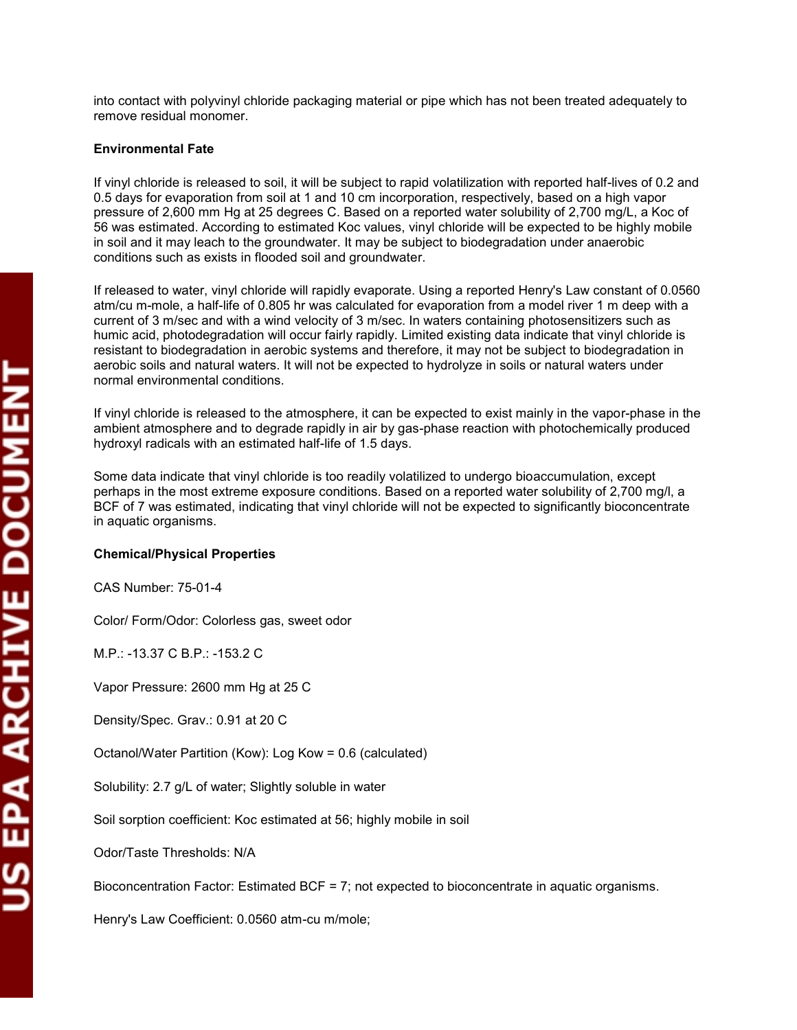into contact with polyvinyl chloride packaging material or pipe which has not been treated adequately to remove residual monomer.

**Environmental Fate**

If vinyl chloride is released to soil, it will be subject to rapid volatilization with reported half-lives of 0.2 and 0.5 days for evaporation from soil at 1 and 10 cm incorporation, respectively, based on a high vapor pressure of 2,600 mm Hg at 25 degrees C. Based on a reported water solubility of 2,700 mg/L, a Koc of 56 was estimated. According to estimated Koc values, vinyl chloride will be expected to be highly mobile in soil and it may leach to the groundwater. It may be subject to biodegradation under anaerobic conditions such as exists in flooded soil and groundwater.

If released to water, vinyl chloride will rapidly evaporate. Using a reported Henry's Law constant of 0.0560 atm/cu m-mole, a half-life of 0.805 hr was calculated for evaporation from a model river 1 m deep with a current of 3 m/sec and with a wind velocity of 3 m/sec. In waters containing photosensitizers such as humic acid, photodegradation will occur fairly rapidly. Limited existing data indicate that vinyl chloride is resistant to biodegradation in aerobic systems and therefore, it may not be subject to biodegradation in aerobic soils and natural waters. It will not be expected to hydrolyze in soils or natural waters under normal environmental conditions.

If vinyl chloride is released to the atmosphere, it can be expected to exist mainly in the vapor-phase in the ambient atmosphere and to degrade rapidly in air by gas-phase reaction with photochemically produced hydroxyl radicals with an estimated half-life of 1.5 days.

Some data indicate that vinyl chloride is too readily volatilized to undergo bioaccumulation, except perhaps in the most extreme exposure conditions. Based on a reported water solubility of 2,700 mg/l, a BCF of 7 was estimated, indicating that vinyl chloride will not be expected to significantly bioconcentrate in aquatic organisms.

**Chemical/Physical Properties**

CAS Number: 75-01-4

Color/ Form/Odor: Colorless gas, sweet odor

M.P.: -13.37 C B.P.: -153.2 C

Vapor Pressure: 2600 mm Hg at 25 C

Density/Spec. Grav.: 0.91 at 20 C

Octanol/Water Partition (Kow): Log Kow = 0.6 (calculated)

Solubility: 2.7 g/L of water; Slightly soluble in water

Soil sorption coefficient: Koc estimated at 56; highly mobile in soil

Odor/Taste Thresholds: N/A

Bioconcentration Factor: Estimated BCF = 7; not expected to bioconcentrate in aquatic organisms.

Henry's Law Coefficient: 0.0560 atm-cu m/mole;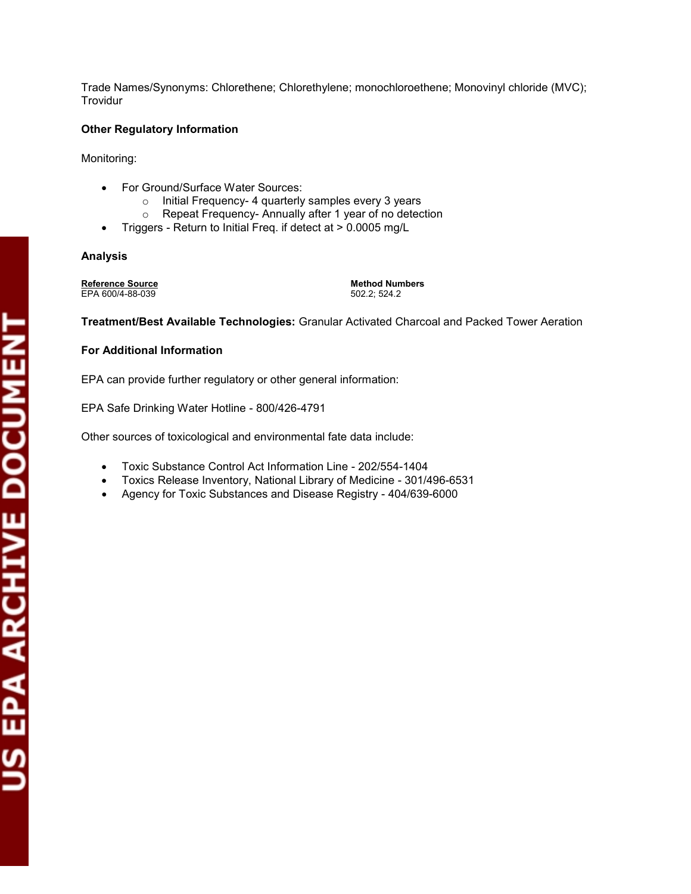Trade Names/Synonyms: Chlorethene; Chlorethylene; monochloroethene; Monovinyl chloride (MVC); Trovidur

**Other Regulatory Information**

Monitoring:

- For Ground/Surface Water Sources:
  - Initial Frequency- 4 quarterly samples every 3 years
  - Repeat Frequency- Annually after 1 year of no detection
- Triggers - Return to Initial Freq. if detect at > 0.0005 mg/L

**Analysis**

| Reference Source | Method Numbers |
| --- | --- |
| EPA 600/4-88-039 | 502.2; 524.2 |

**Treatment/Best Available Technologies:** Granular Activated Charcoal and Packed Tower Aeration

**For Additional Information**

EPA can provide further regulatory or other general information:

EPA Safe Drinking Water Hotline - 800/426-4791

Other sources of toxicological and environmental fate data include:

- Toxic Substance Control Act Information Line - 202/554-1404
- Toxics Release Inventory, National Library of Medicine - 301/496-6531
- Agency for Toxic Substances and Disease Registry - 404/639-6000